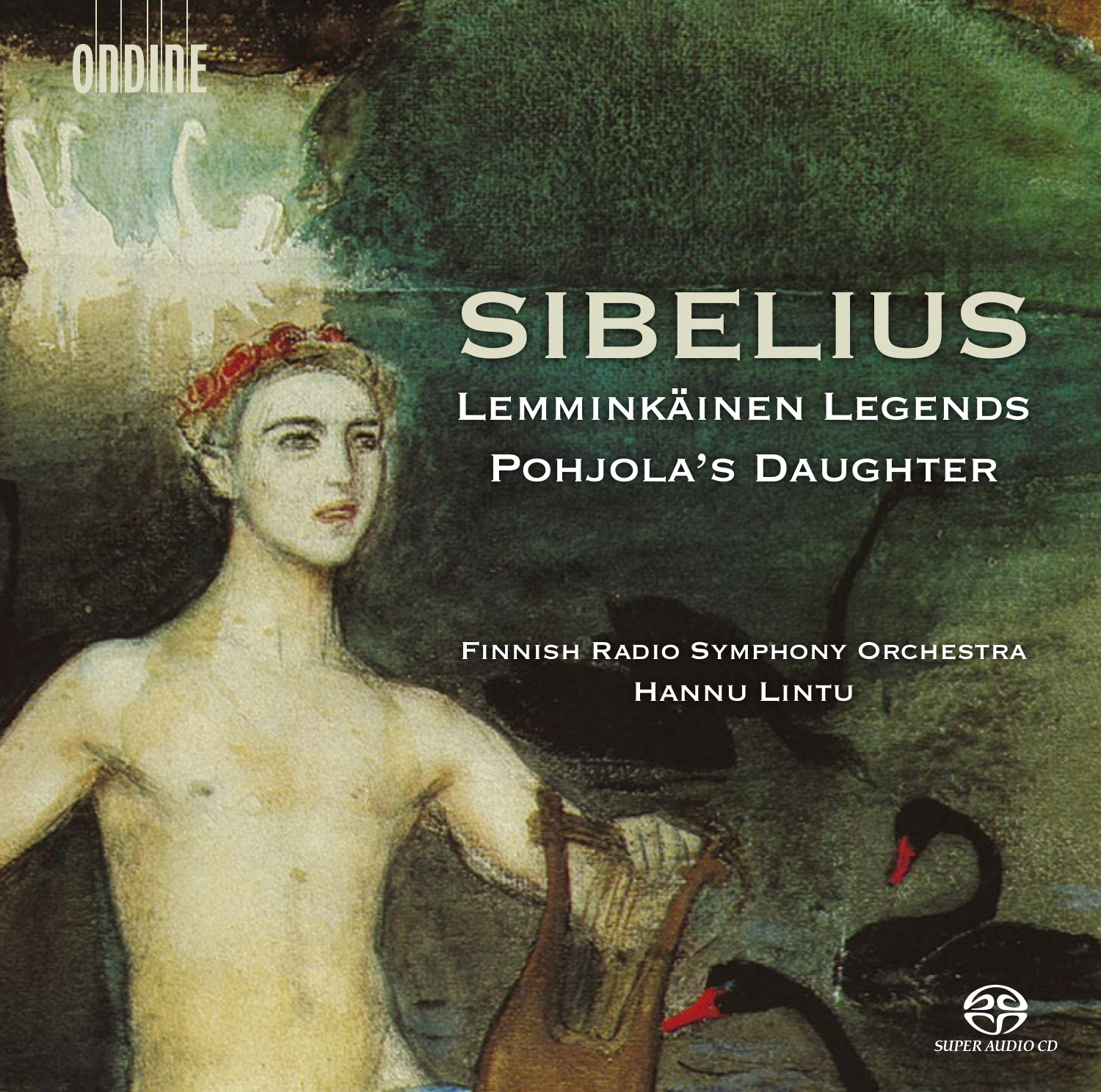ONDINE

# SIBELIUS

## Lemminkäinen Legends

## Pohjola's Daughter

Finnish Radio Symphony Orchestra

Hannu Lintu

SUPER AUDIO CD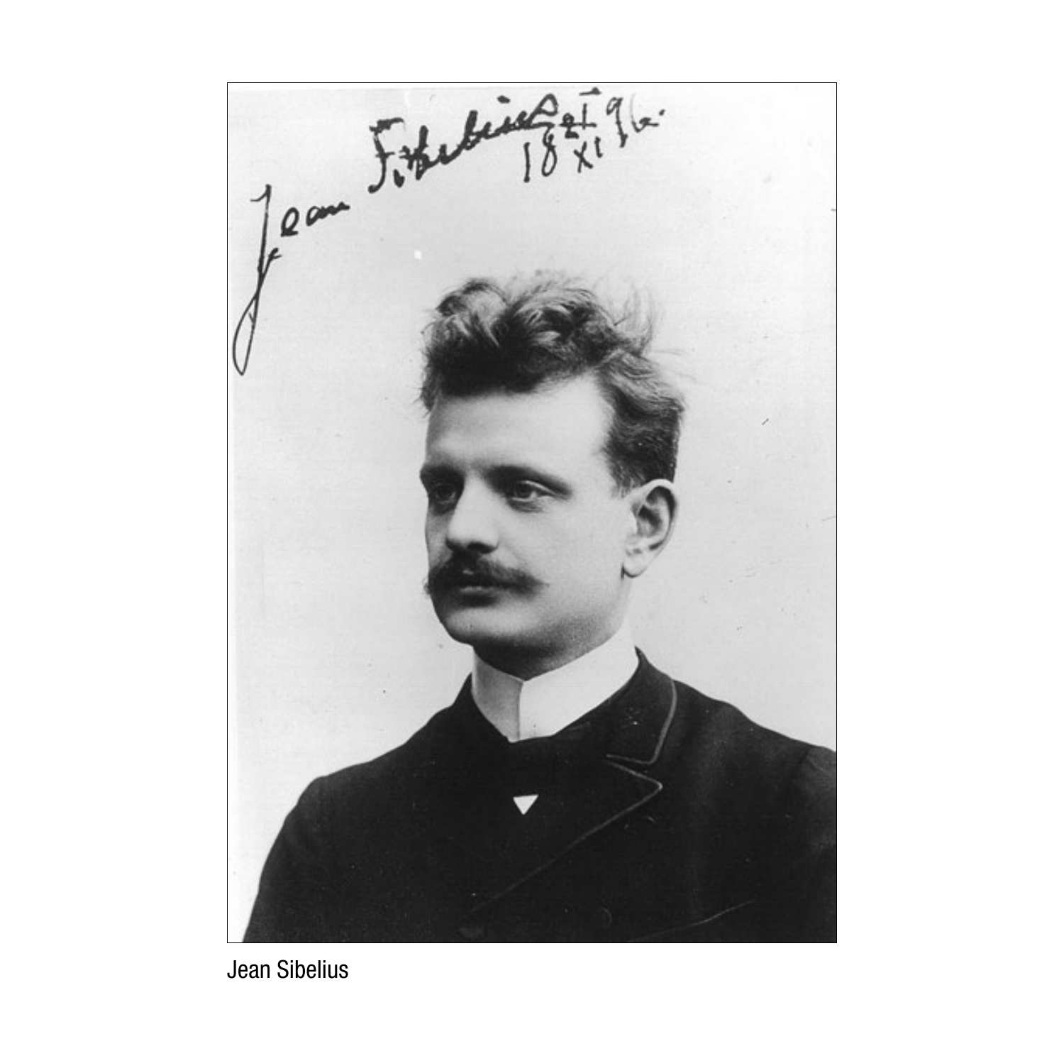Jean Sibelius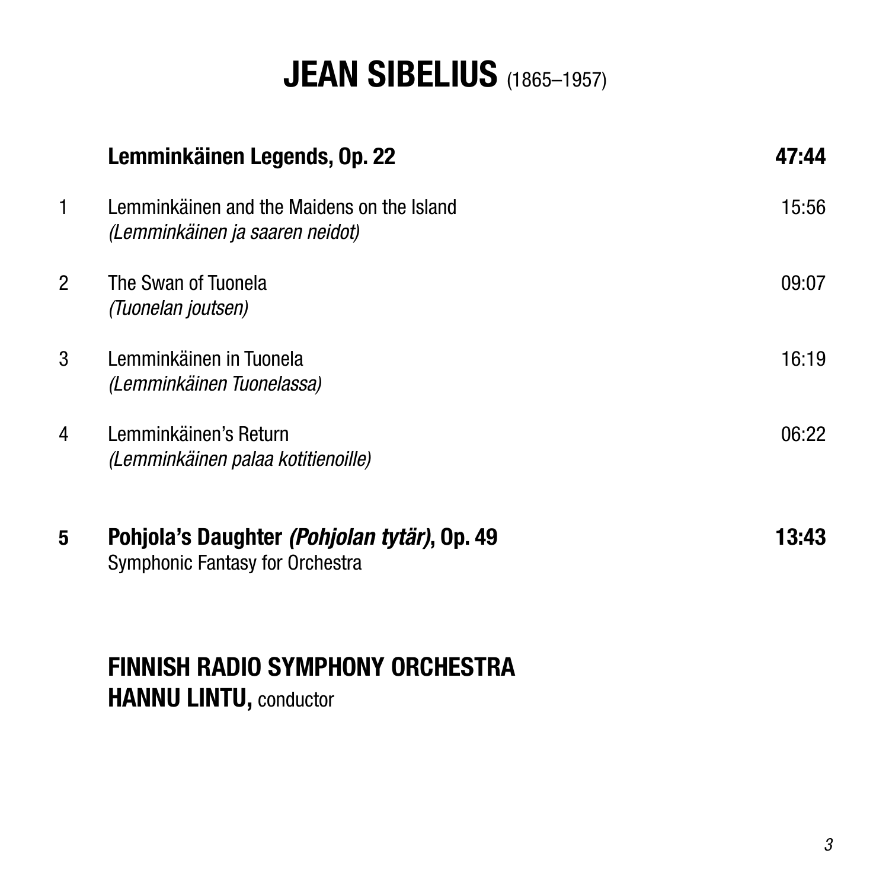# JEAN SIBELIUS (1865–1957)

| | | |
|---|---|---|
| | **Lemminkäinen Legends, Op. 22** | **47:44** |
| 1 | Lemminkäinen and the Maidens on the Island<br>*(Lemminkäinen ja saaren neidot)* | 15:56 |
| 2 | The Swan of Tuonela<br>*(Tuonelan joutsen)* | 09:07 |
| 3 | Lemminkäinen in Tuonela<br>*(Lemminkäinen Tuonelassa)* | 16:19 |
| 4 | Lemminkäinen's Return<br>*(Lemminkäinen palaa kotitienoille)* | 06:22 |
| **5** | **Pohjola's Daughter *(Pohjolan tytär)*, Op. 49**<br>Symphonic Fantasy for Orchestra | **13:43** |

**FINNISH RADIO SYMPHONY ORCHESTRA**
**HANNU LINTU,** conductor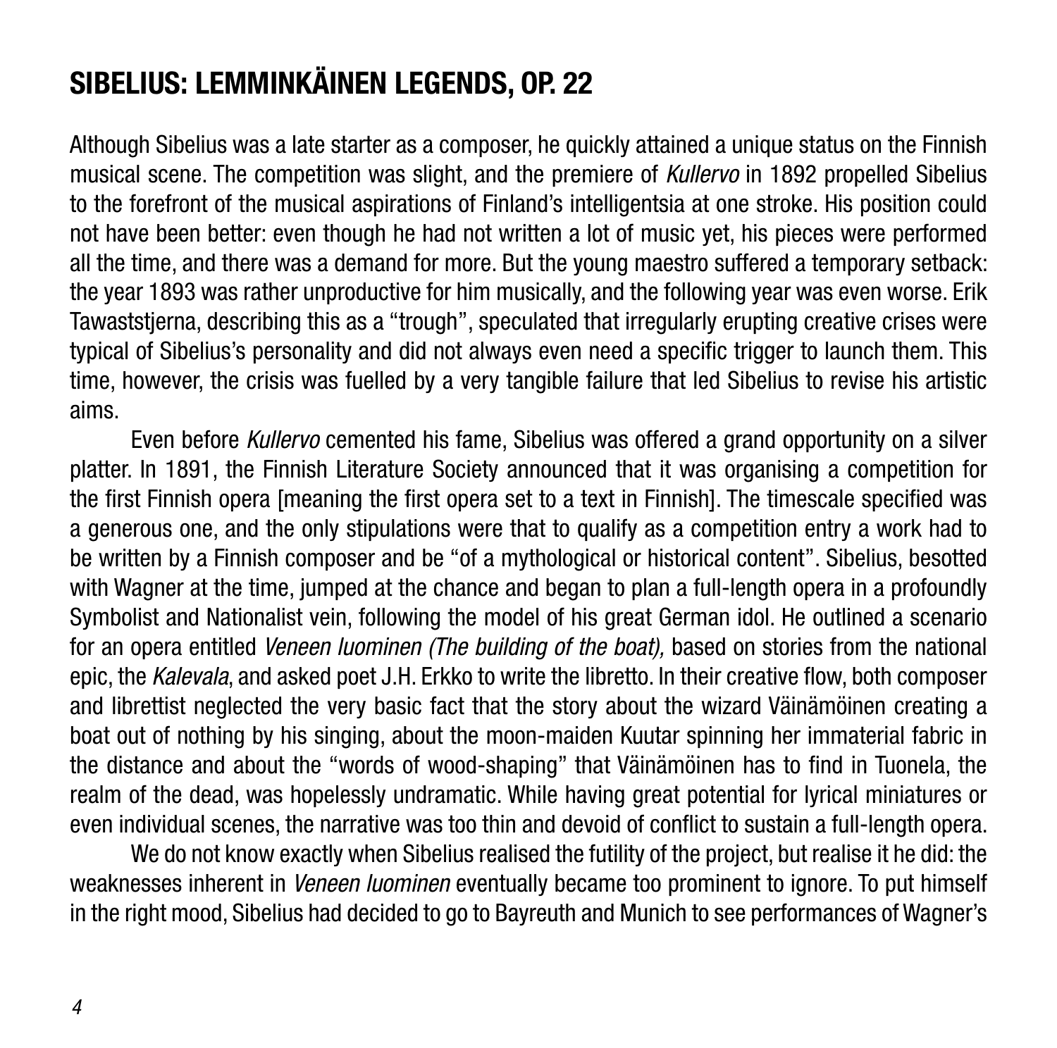## SIBELIUS: LEMMINKÄINEN LEGENDS, OP. 22

Although Sibelius was a late starter as a composer, he quickly attained a unique status on the Finnish musical scene. The competition was slight, and the premiere of *Kullervo* in 1892 propelled Sibelius to the forefront of the musical aspirations of Finland's intelligentsia at one stroke. His position could not have been better: even though he had not written a lot of music yet, his pieces were performed all the time, and there was a demand for more. But the young maestro suffered a temporary setback: the year 1893 was rather unproductive for him musically, and the following year was even worse. Erik Tawaststjerna, describing this as a "trough", speculated that irregularly erupting creative crises were typical of Sibelius's personality and did not always even need a specific trigger to launch them. This time, however, the crisis was fuelled by a very tangible failure that led Sibelius to revise his artistic aims.

Even before *Kullervo* cemented his fame, Sibelius was offered a grand opportunity on a silver platter. In 1891, the Finnish Literature Society announced that it was organising a competition for the first Finnish opera [meaning the first opera set to a text in Finnish]. The timescale specified was a generous one, and the only stipulations were that to qualify as a competition entry a work had to be written by a Finnish composer and be "of a mythological or historical content". Sibelius, besotted with Wagner at the time, jumped at the chance and began to plan a full-length opera in a profoundly Symbolist and Nationalist vein, following the model of his great German idol. He outlined a scenario for an opera entitled *Veneen luominen (The building of the boat),* based on stories from the national epic, the *Kalevala*, and asked poet J.H. Erkko to write the libretto. In their creative flow, both composer and librettist neglected the very basic fact that the story about the wizard Väinämöinen creating a boat out of nothing by his singing, about the moon-maiden Kuutar spinning her immaterial fabric in the distance and about the "words of wood-shaping" that Väinämöinen has to find in Tuonela, the realm of the dead, was hopelessly undramatic. While having great potential for lyrical miniatures or even individual scenes, the narrative was too thin and devoid of conflict to sustain a full-length opera.

We do not know exactly when Sibelius realised the futility of the project, but realise it he did: the weaknesses inherent in *Veneen luominen* eventually became too prominent to ignore. To put himself in the right mood, Sibelius had decided to go to Bayreuth and Munich to see performances of Wagner's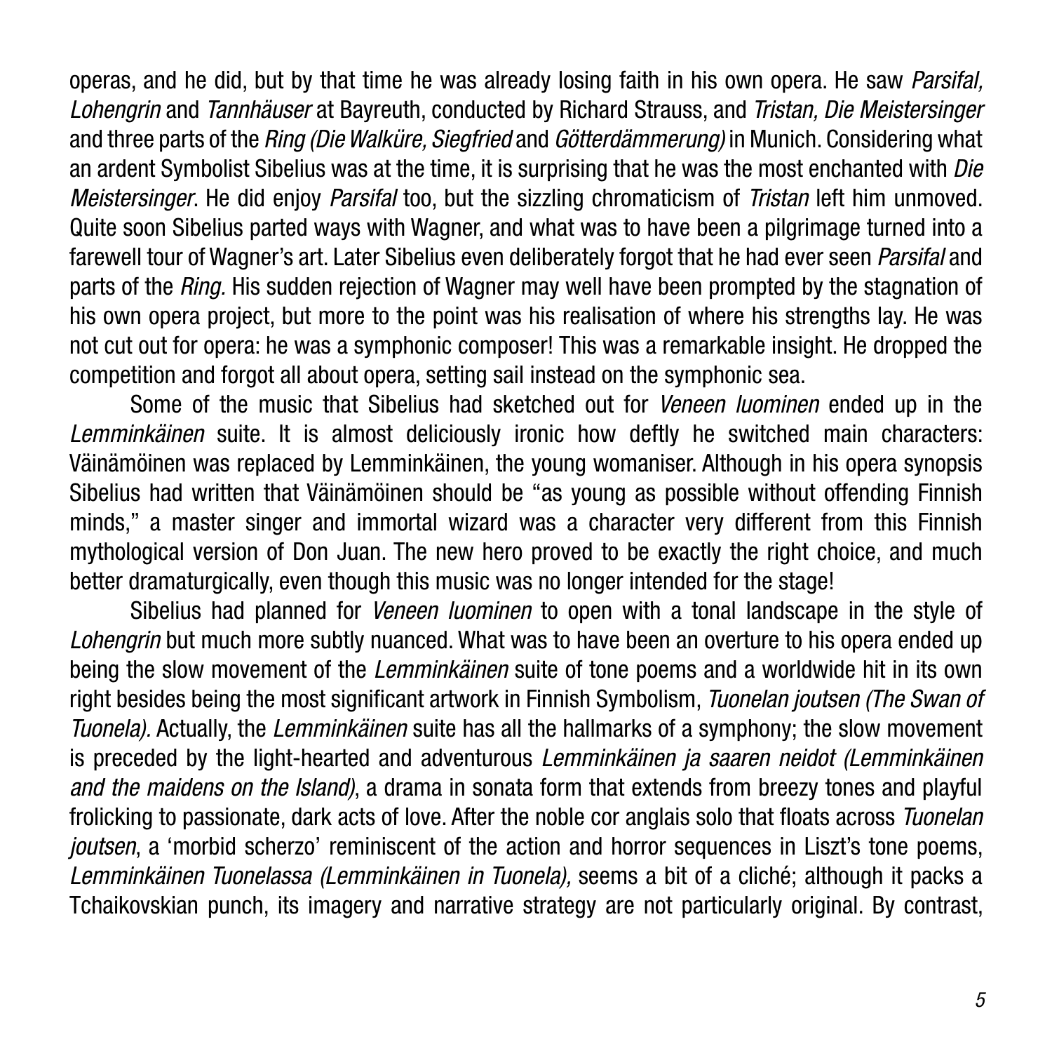operas, and he did, but by that time he was already losing faith in his own opera. He saw *Parsifal, Lohengrin* and *Tannhäuser* at Bayreuth, conducted by Richard Strauss, and *Tristan, Die Meistersinger* and three parts of the *Ring (Die Walküre, Siegfried* and *Götterdämmerung)* in Munich. Considering what an ardent Symbolist Sibelius was at the time, it is surprising that he was the most enchanted with *Die Meistersinger*. He did enjoy *Parsifal* too, but the sizzling chromaticism of *Tristan* left him unmoved. Quite soon Sibelius parted ways with Wagner, and what was to have been a pilgrimage turned into a farewell tour of Wagner's art. Later Sibelius even deliberately forgot that he had ever seen *Parsifal* and parts of the *Ring.* His sudden rejection of Wagner may well have been prompted by the stagnation of his own opera project, but more to the point was his realisation of where his strengths lay. He was not cut out for opera: he was a symphonic composer! This was a remarkable insight. He dropped the competition and forgot all about opera, setting sail instead on the symphonic sea.

Some of the music that Sibelius had sketched out for *Veneen luominen* ended up in the *Lemminkäinen* suite. It is almost deliciously ironic how deftly he switched main characters: Väinämöinen was replaced by Lemminkäinen, the young womaniser. Although in his opera synopsis Sibelius had written that Väinämöinen should be "as young as possible without offending Finnish minds," a master singer and immortal wizard was a character very different from this Finnish mythological version of Don Juan. The new hero proved to be exactly the right choice, and much better dramaturgically, even though this music was no longer intended for the stage!

Sibelius had planned for *Veneen luominen* to open with a tonal landscape in the style of *Lohengrin* but much more subtly nuanced. What was to have been an overture to his opera ended up being the slow movement of the *Lemminkäinen* suite of tone poems and a worldwide hit in its own right besides being the most significant artwork in Finnish Symbolism, *Tuonelan joutsen (The Swan of Tuonela).* Actually, the *Lemminkäinen* suite has all the hallmarks of a symphony; the slow movement is preceded by the light-hearted and adventurous *Lemminkäinen ja saaren neidot (Lemminkäinen and the maidens on the Island)*, a drama in sonata form that extends from breezy tones and playful frolicking to passionate, dark acts of love. After the noble cor anglais solo that floats across *Tuonelan joutsen*, a 'morbid scherzo' reminiscent of the action and horror sequences in Liszt's tone poems, *Lemminkäinen Tuonelassa (Lemminkäinen in Tuonela),* seems a bit of a cliché; although it packs a Tchaikovskian punch, its imagery and narrative strategy are not particularly original. By contrast,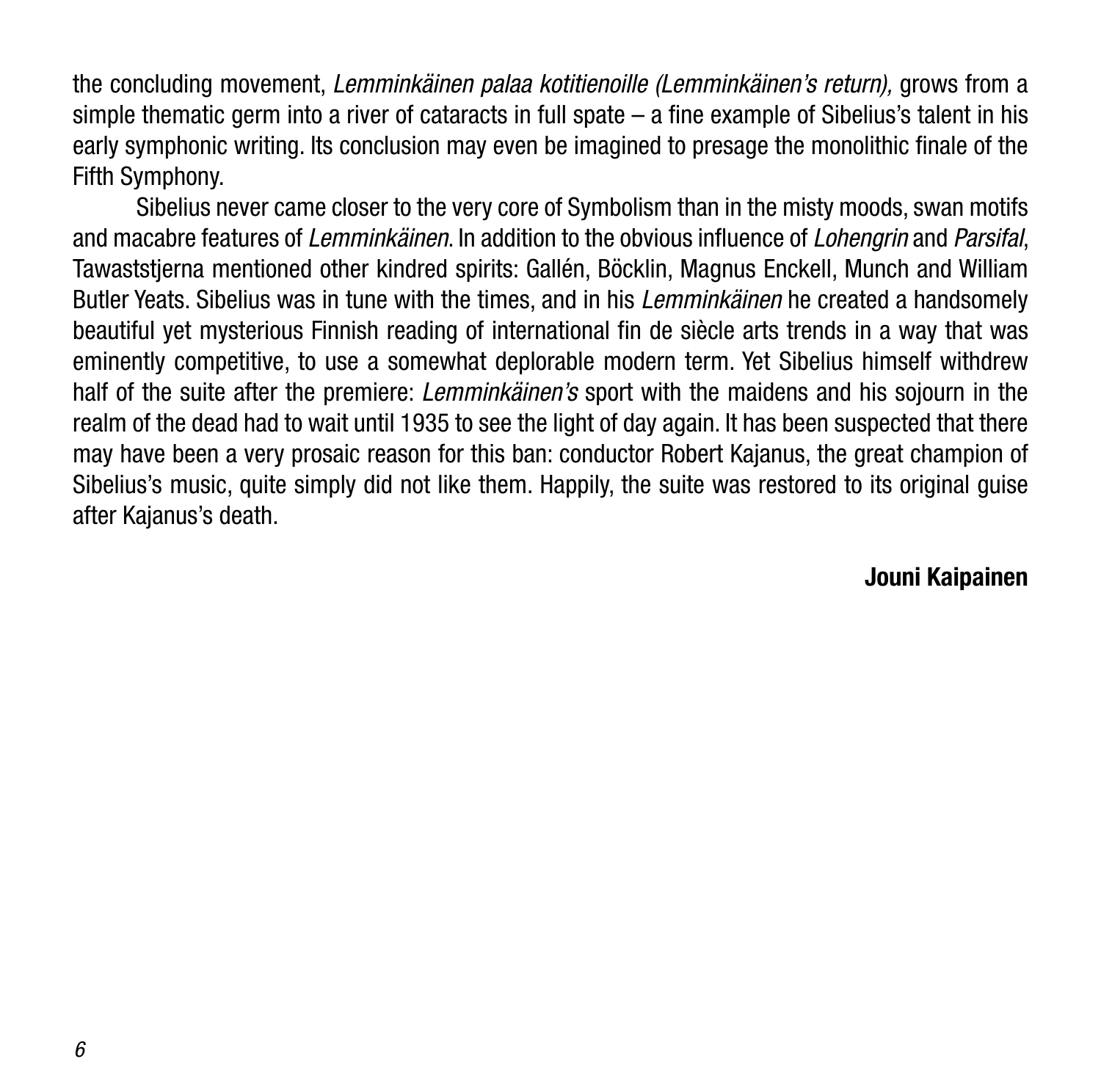the concluding movement, *Lemminkäinen palaa kotitienoille (Lemminkäinen's return),* grows from a simple thematic germ into a river of cataracts in full spate – a fine example of Sibelius's talent in his early symphonic writing. Its conclusion may even be imagined to presage the monolithic finale of the Fifth Symphony.

Sibelius never came closer to the very core of Symbolism than in the misty moods, swan motifs and macabre features of *Lemminkäinen*. In addition to the obvious influence of *Lohengrin* and *Parsifal*, Tawaststjerna mentioned other kindred spirits: Gallén, Böcklin, Magnus Enckell, Munch and William Butler Yeats. Sibelius was in tune with the times, and in his *Lemminkäinen* he created a handsomely beautiful yet mysterious Finnish reading of international fin de siècle arts trends in a way that was eminently competitive, to use a somewhat deplorable modern term. Yet Sibelius himself withdrew half of the suite after the premiere: *Lemminkäinen's* sport with the maidens and his sojourn in the realm of the dead had to wait until 1935 to see the light of day again. It has been suspected that there may have been a very prosaic reason for this ban: conductor Robert Kajanus, the great champion of Sibelius's music, quite simply did not like them. Happily, the suite was restored to its original guise after Kajanus's death.

**Jouni Kaipainen**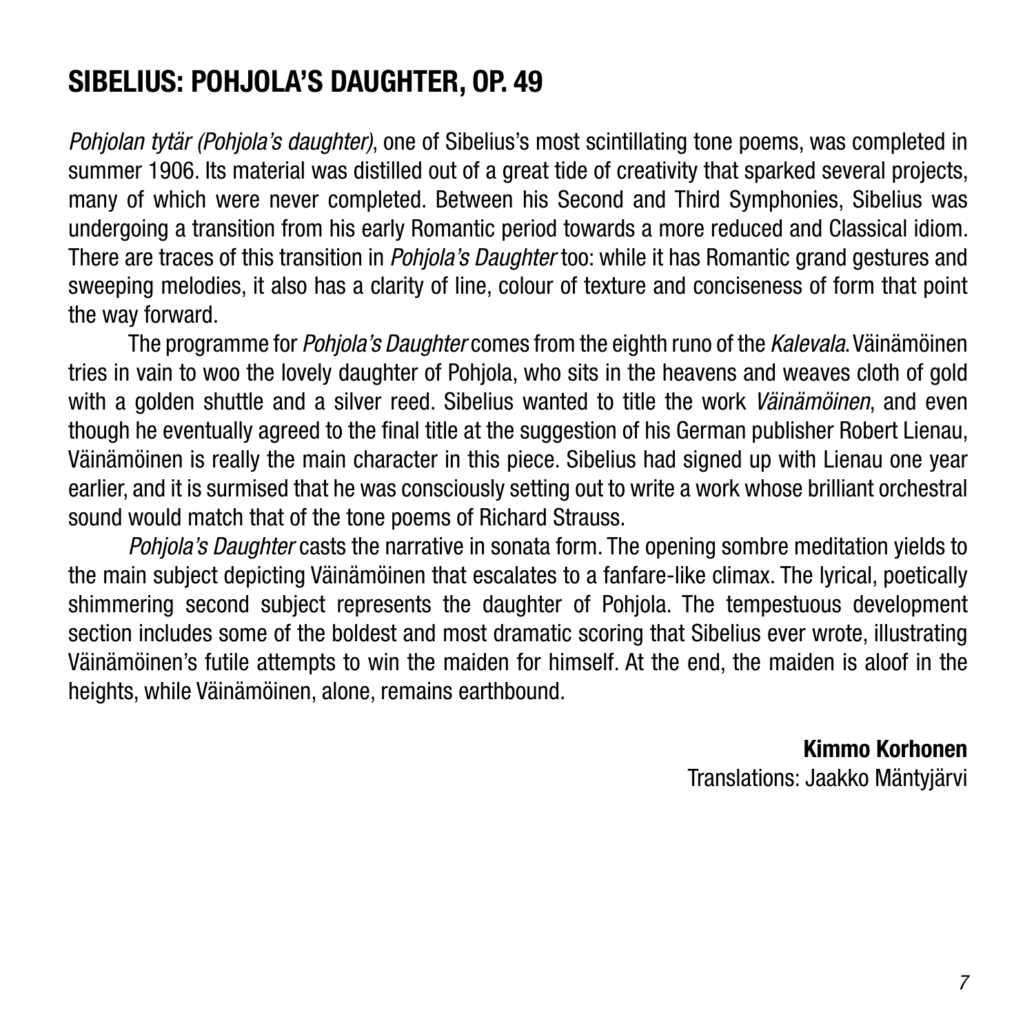## SIBELIUS: POHJOLA'S DAUGHTER, OP. 49

*Pohjolan tytär (Pohjola's daughter)*, one of Sibelius's most scintillating tone poems, was completed in summer 1906. Its material was distilled out of a great tide of creativity that sparked several projects, many of which were never completed. Between his Second and Third Symphonies, Sibelius was undergoing a transition from his early Romantic period towards a more reduced and Classical idiom. There are traces of this transition in *Pohjola's Daughter* too: while it has Romantic grand gestures and sweeping melodies, it also has a clarity of line, colour of texture and conciseness of form that point the way forward.

The programme for *Pohjola's Daughter* comes from the eighth runo of the *Kalevala*. Väinämöinen tries in vain to woo the lovely daughter of Pohjola, who sits in the heavens and weaves cloth of gold with a golden shuttle and a silver reed. Sibelius wanted to title the work *Väinämöinen*, and even though he eventually agreed to the final title at the suggestion of his German publisher Robert Lienau, Väinämöinen is really the main character in this piece. Sibelius had signed up with Lienau one year earlier, and it is surmised that he was consciously setting out to write a work whose brilliant orchestral sound would match that of the tone poems of Richard Strauss.

*Pohjola's Daughter* casts the narrative in sonata form. The opening sombre meditation yields to the main subject depicting Väinämöinen that escalates to a fanfare-like climax. The lyrical, poetically shimmering second subject represents the daughter of Pohjola. The tempestuous development section includes some of the boldest and most dramatic scoring that Sibelius ever wrote, illustrating Väinämöinen's futile attempts to win the maiden for himself. At the end, the maiden is aloof in the heights, while Väinämöinen, alone, remains earthbound.

**Kimmo Korhonen**
Translations: Jaakko Mäntyjärvi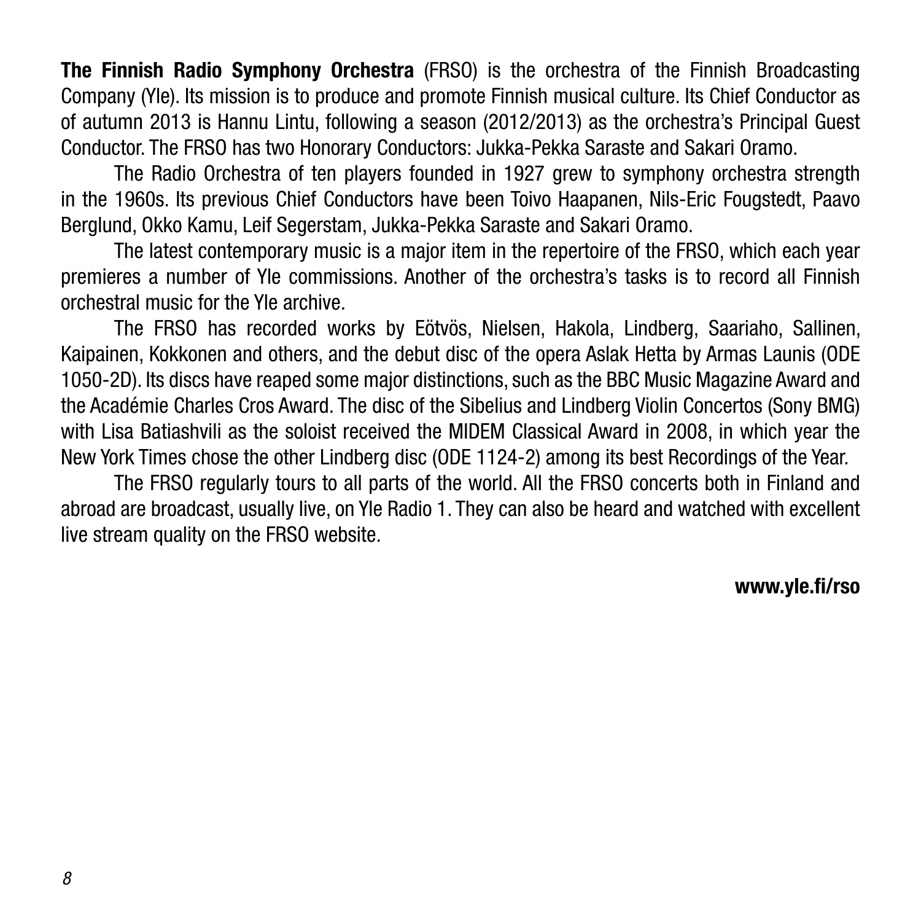**The Finnish Radio Symphony Orchestra** (FRSO) is the orchestra of the Finnish Broadcasting Company (Yle). Its mission is to produce and promote Finnish musical culture. Its Chief Conductor as of autumn 2013 is Hannu Lintu, following a season (2012/2013) as the orchestra's Principal Guest Conductor. The FRSO has two Honorary Conductors: Jukka-Pekka Saraste and Sakari Oramo.

The Radio Orchestra of ten players founded in 1927 grew to symphony orchestra strength in the 1960s. Its previous Chief Conductors have been Toivo Haapanen, Nils-Eric Fougstedt, Paavo Berglund, Okko Kamu, Leif Segerstam, Jukka-Pekka Saraste and Sakari Oramo.

The latest contemporary music is a major item in the repertoire of the FRSO, which each year premieres a number of Yle commissions. Another of the orchestra's tasks is to record all Finnish orchestral music for the Yle archive.

The FRSO has recorded works by Eötvös, Nielsen, Hakola, Lindberg, Saariaho, Sallinen, Kaipainen, Kokkonen and others, and the debut disc of the opera Aslak Hetta by Armas Launis (ODE 1050-2D). Its discs have reaped some major distinctions, such as the BBC Music Magazine Award and the Académie Charles Cros Award. The disc of the Sibelius and Lindberg Violin Concertos (Sony BMG) with Lisa Batiashvili as the soloist received the MIDEM Classical Award in 2008, in which year the New York Times chose the other Lindberg disc (ODE 1124-2) among its best Recordings of the Year.

The FRSO regularly tours to all parts of the world. All the FRSO concerts both in Finland and abroad are broadcast, usually live, on Yle Radio 1. They can also be heard and watched with excellent live stream quality on the FRSO website.

**www.yle.fi/rso**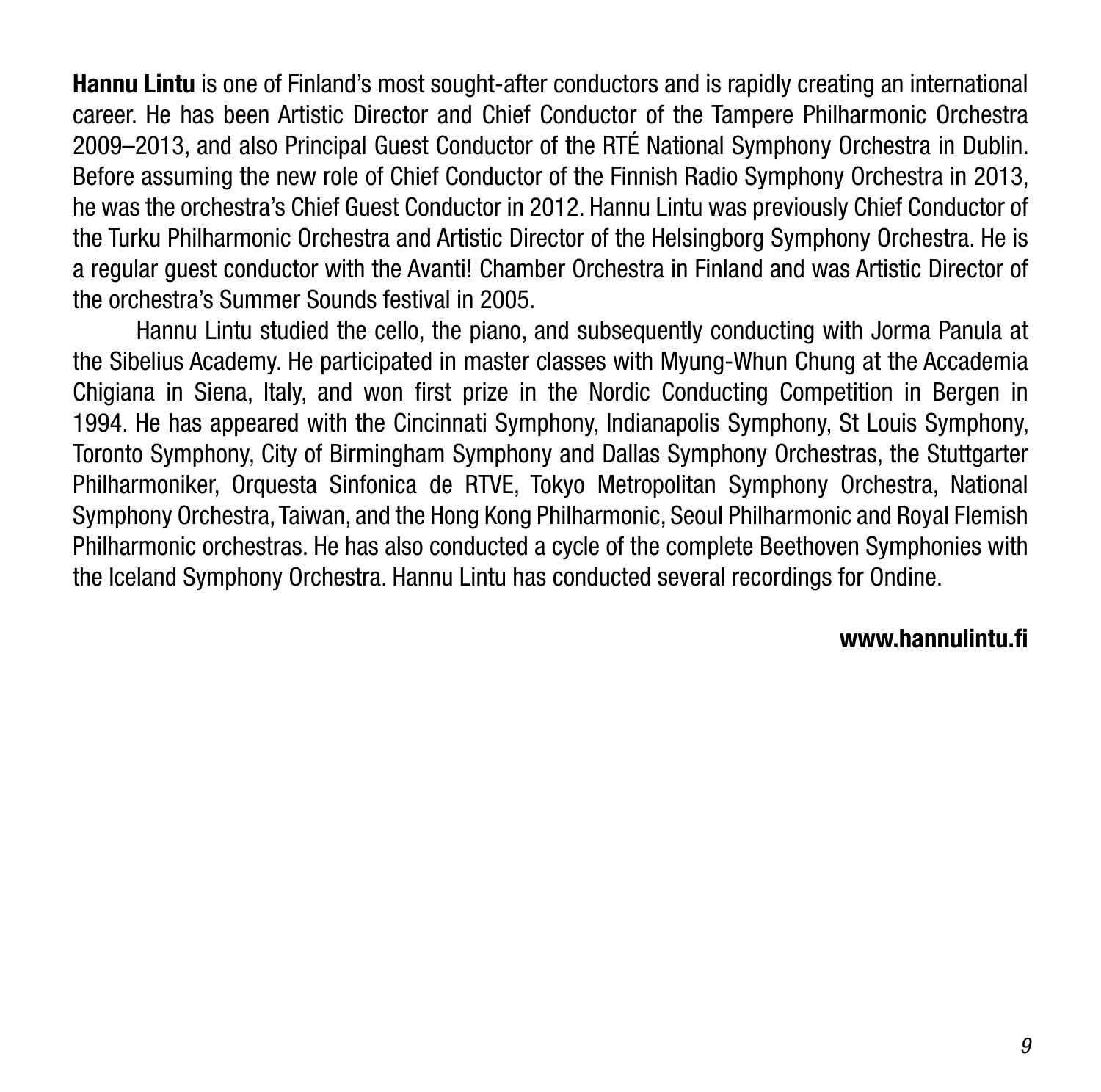**Hannu Lintu** is one of Finland's most sought-after conductors and is rapidly creating an international career. He has been Artistic Director and Chief Conductor of the Tampere Philharmonic Orchestra 2009–2013, and also Principal Guest Conductor of the RTÉ National Symphony Orchestra in Dublin. Before assuming the new role of Chief Conductor of the Finnish Radio Symphony Orchestra in 2013, he was the orchestra's Chief Guest Conductor in 2012. Hannu Lintu was previously Chief Conductor of the Turku Philharmonic Orchestra and Artistic Director of the Helsingborg Symphony Orchestra. He is a regular guest conductor with the Avanti! Chamber Orchestra in Finland and was Artistic Director of the orchestra's Summer Sounds festival in 2005.

Hannu Lintu studied the cello, the piano, and subsequently conducting with Jorma Panula at the Sibelius Academy. He participated in master classes with Myung-Whun Chung at the Accademia Chigiana in Siena, Italy, and won first prize in the Nordic Conducting Competition in Bergen in 1994. He has appeared with the Cincinnati Symphony, Indianapolis Symphony, St Louis Symphony, Toronto Symphony, City of Birmingham Symphony and Dallas Symphony Orchestras, the Stuttgarter Philharmoniker, Orquesta Sinfonica de RTVE, Tokyo Metropolitan Symphony Orchestra, National Symphony Orchestra, Taiwan, and the Hong Kong Philharmonic, Seoul Philharmonic and Royal Flemish Philharmonic orchestras. He has also conducted a cycle of the complete Beethoven Symphonies with the Iceland Symphony Orchestra. Hannu Lintu has conducted several recordings for Ondine.

**www.hannulintu.fi**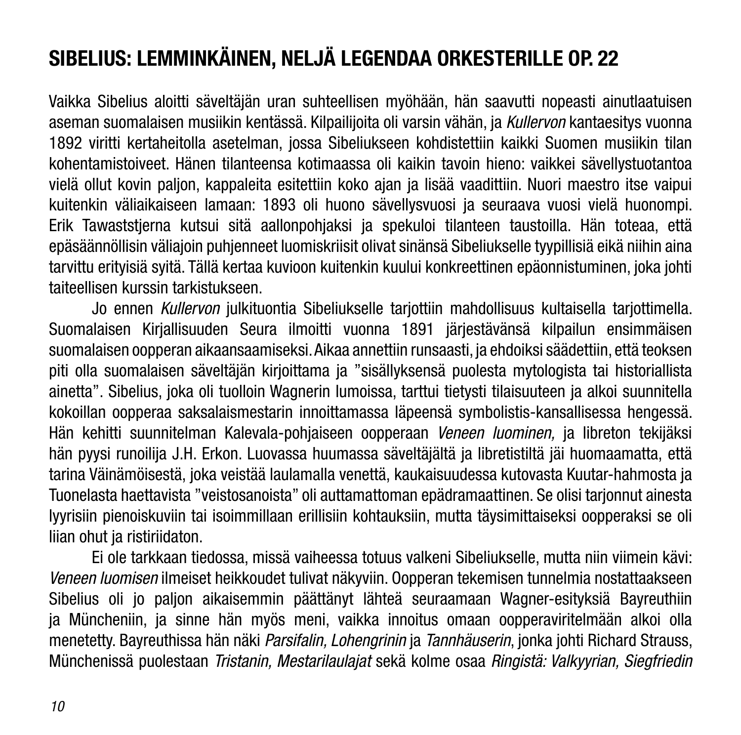# SIBELIUS: LEMMINKÄINEN, NELJÄ LEGENDAA ORKESTERILLE OP. 22

Vaikka Sibelius aloitti säveltäjän uran suhteellisen myöhään, hän saavutti nopeasti ainutlaatuisen aseman suomalaisen musiikin kentässä. Kilpailijoita oli varsin vähän, ja *Kullervon* kantaesitys vuonna 1892 viritti kertaheitolla asetelman, jossa Sibelukseen kohdistettiin kaikki Suomen musiikin tilan kohentamistoiveet. Hänen tilanteensa kotimaassa oli kaikin tavoin hieno: vaikkei sävellystuotantoa vielä ollut kovin paljon, kappaleita esitettiin koko ajan ja lisää vaadittiin. Nuori maestro itse vaipui kuitenkin väliaikaiseen lamaan: 1893 oli huono sävellysvuosi ja seuraava vuosi vielä huonompi. Erik Tawaststjerna kutsui sitä aallonpohjaksi ja spekuloi tilanteen taustoilla. Hän toteaa, että epäsäännöllisin väliajoin puhjenneet luomiskriisit olivat sinänsä Sibeliukselle tyypillisiä eikä niihin aina tarvittu erityisiä syitä. Tällä kertaa kuvioon kuitenkin kuului konkreettinen epäonnistuminen, joka johti taiteellisen kurssin tarkistukseen.

Jo ennen *Kullervon* julkituontia Sibeliukselle tarjottiin mahdollisuus kultaisella tarjottimella. Suomalaisen Kirjallisuuden Seura ilmoitti vuonna 1891 järjestävänsä kilpailun ensimmäisen suomalaisen oopperan aikaansaamiseksi. Aikaa annettiin runsaasti, ja ehdoiksi säädettiin, että teoksen piti olla suomalaisen säveltäjän kirjoittama ja ”sisällyksensä puolesta mytologista tai historiallista ainetta”. Sibelius, joka oli tuolloin Wagnerin lumoissa, tarttui tietysti tilaisuuteen ja alkoi suunnitella kokoillan oopperaa saksalaismestarin innoittamassa läpeensä symbolistis-kansallisessa hengessä. Hän kehitti suunnitelman Kalevala-pohjaiseen oopperaan *Veneen luominen,* ja libreton tekijäksi hän pyysi runoilija J.H. Erkon. Luovassa huumassa säveltäjältä ja libretistiltä jäi huomaamatta, että tarina Väinämöisestä, joka veistää laulamalla venettä, kaukaisuudessa kutovasta Kuutar-hahmosta ja Tuonelasta haettavista ”veistosanoista” oli auttamattoman epädramaattinen. Se olisi tarjonnut ainesta lyyrisiin pienoiskuviin tai isoimmillaan erillisiin kohtauksiin, mutta täysimittaiseksi oopperaksi se oli liian ohut ja ristiriidaton.

Ei ole tarkkaan tiedossa, missä vaiheessa totuus valkeni Sibeliukselle, mutta niin viimein kävi: *Veneen luomisen* ilmeiset heikkoudet tulivat näkyviin. Oopperan tekemisen tunnelmia nostattaakseen Sibelius oli jo paljon aikaisemmin päättänyt lähteä seuraamaan Wagner-esityksiä Bayreuthiin ja Müncheniin, ja sinne hän myös meni, vaikka innoitus omaan oopperaviritelmään alkoi olla menetetty. Bayreuthissa hän näki *Parsifalin, Lohengrinin* ja *Tannhäuserin*, jonka johti Richard Strauss, Münchenissä puolestaan *Tristanin, Mestarilaulajat* sekä kolme osaa *Ringistä: Valkyyrian, Siegfriedin*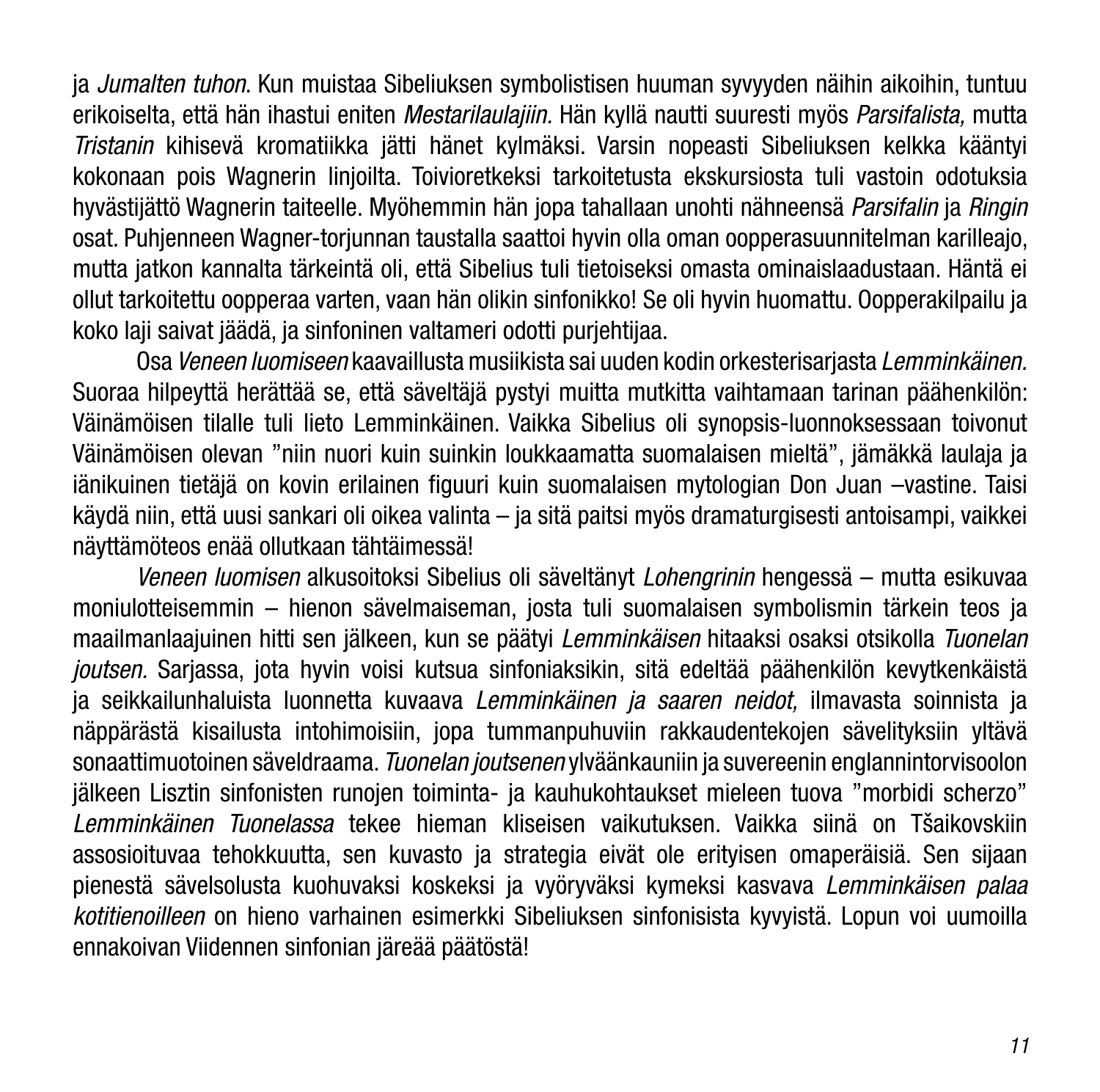ja *Jumalten tuhon*. Kun muistaa Sibeliuksen symbolistisen huuman syvyyden näihin aikoihin, tuntuu erikoiselta, että hän ihastui eniten *Mestarilaulajiin.* Hän kyllä nautti suuresti myös *Parsifalista,* mutta *Tristanin* kihisevä kromatiikka jätti hänet kylmäksi. Varsin nopeasti Sibeliuksen kelkka kääntyi kokonaan pois Wagnerin linjoilta. Toivioretkeksi tarkoitetusta ekskursiosta tuli vastoin odotuksia hyvästijättö Wagnerin taiteelle. Myöhemmin hän jopa tahallaan unohti nähneensä *Parsifalin* ja *Ringin* osat. Puhjenneen Wagner-torjunnan taustalla saattoi hyvin olla oman oopperasuunnitelman karilleajo, mutta jatkon kannalta tärkeintä oli, että Sibelius tuli tietoiseksi omasta ominaislaadustaan. Häntä ei ollut tarkoitettu oopperaa varten, vaan hän olikin sinfonikko! Se oli hyvin huomattu. Oopperakilpailu ja koko laji saivat jäädä, ja sinfoninen valtameri odotti purjehtijaa.

Osa *Veneen luomiseen* kaavaillusta musiikista sai uuden kodin orkesterisarjasta *Lemminkäinen.* Suoraa hilpeyttä herättää se, että säveltäjä pystyi muitta mutkitta vaihtamaan tarinan päähenkilön: Väinämöisen tilalle tuli lieto Lemminkäinen. Vaikka Sibelius oli synopsis-luonnoksessaan toivonut Väinämöisen olevan ”niin nuori kuin suinkin loukkaamatta suomalaisen mieltä”, jämäkkä laulaja ja iänikuinen tietäjä on kovin erilainen figuuri kuin suomalaisen mytologian Don Juan –vastine. Taisi käydä niin, että uusi sankari oli oikea valinta – ja sitä paitsi myös dramaturgisesti antoisampi, vaikkei näyttämöteos enää ollutkaan tähtäimessä!

*Veneen luomisen* alkusoitoksi Sibelius oli säveltänyt *Lohengrinin* hengessä – mutta esikuvaa moniulotteisemmin – hienon sävelmaiseman, josta tuli suomalaisen symbolismin tärkein teos ja maailmanlaajuinen hitti sen jälkeen, kun se päätyi *Lemminkäisen* hitaaksi osaksi otsikolla *Tuonelan joutsen.* Sarjassa, jota hyvin voisi kutsua sinfoniaksikin, sitä edeltää päähenkilön kevytkenkäistä ja seikkailunhaluista luonnetta kuvaava *Lemminkäinen ja saaren neidot,* ilmavasta soinnista ja näppärästä kisailusta intohimoisiin, jopa tummanpuhuviin rakkaudentekojen sävelityksiin yltävä sonaattimuotoinen säveldraama. *Tuonelan joutsenen* ylväänkauniin ja suvereenin englannintorvisoolon jälkeen Lisztin sinfonisten runojen toiminta- ja kauhukohtaukset mieleen tuova ”morbidi scherzo” *Lemminkäinen Tuonelassa* tekee hieman kliseisen vaikutuksen. Vaikka siinä on Tšaikovskiin assosioituvaa tehokkuutta, sen kuvasto ja strategia eivät ole erityisen omaperäisiä. Sen sijaan pienestä sävelsolusta kuohuvaksi koskeksi ja vyöryväksi kymeksi kasvava *Lemminkäisen palaa kotitienoilleen* on hieno varhainen esimerkki Sibeliuksen sinfonisista kyvyistä. Lopun voi uumoilla ennakoivan Viidennen sinfonian järeää päätöstä!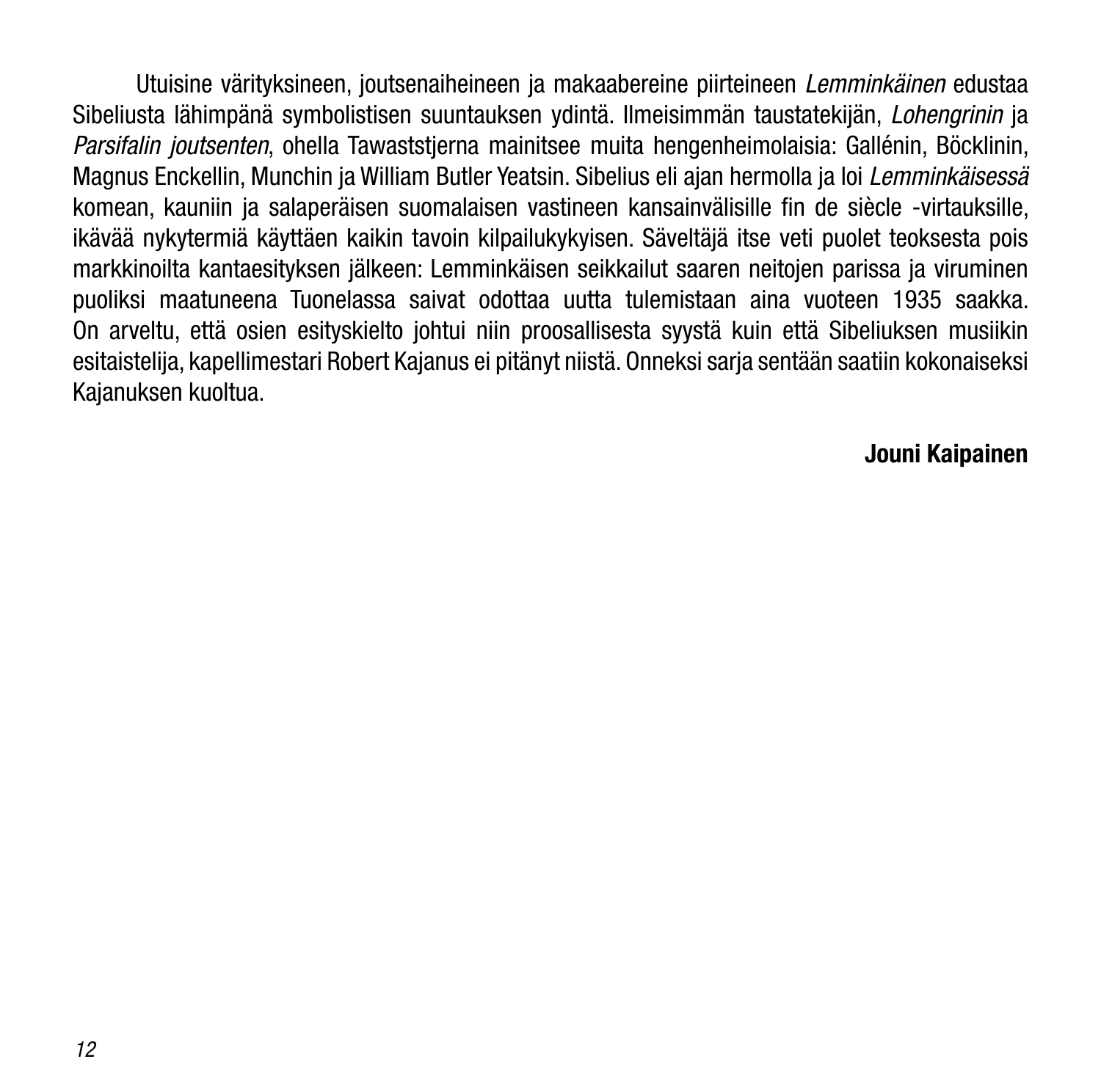Utuisine värityksineen, joutsenaiheineen ja makaabereine piirteineen *Lemminkäinen* edustaa Sibeliusta lähimpänä symbolistisen suuntauksen ydintä. Ilmeisimmän taustatekijän, *Lohengrinin* ja *Parsifalin joutsenten*, ohella Tawaststjerna mainitsee muita hengenheimolaisia: Gallénin, Böcklinin, Magnus Enckellin, Munchin ja William Butler Yeatsin. Sibelius eli ajan hermolla ja loi *Lemminkäisessä* komean, kauniin ja salaperäisen suomalaisen vastineen kansainvälisille fin de siècle -virtauksille, ikävää nykytermiä käyttäen kaikin tavoin kilpailukykyisen. Säveltäjä itse veti puolet teoksesta pois markkinoilta kantaesityksen jälkeen: Lemminkäisen seikkailut saaren neitojen parissa ja viruminen puoliksi maatuneena Tuonelassa saivat odottaa uutta tulemistaan aina vuoteen 1935 saakka. On arveltu, että osien esityskielto johtui niin proosallisesta syystä kuin että Sibeliuksen musiikin esitaistelija, kapellimestari Robert Kajanus ei pitänyt niistä. Onneksi sarja sentään saatiin kokonaiseksi Kajanuksen kuoltua.

**Jouni Kaipainen**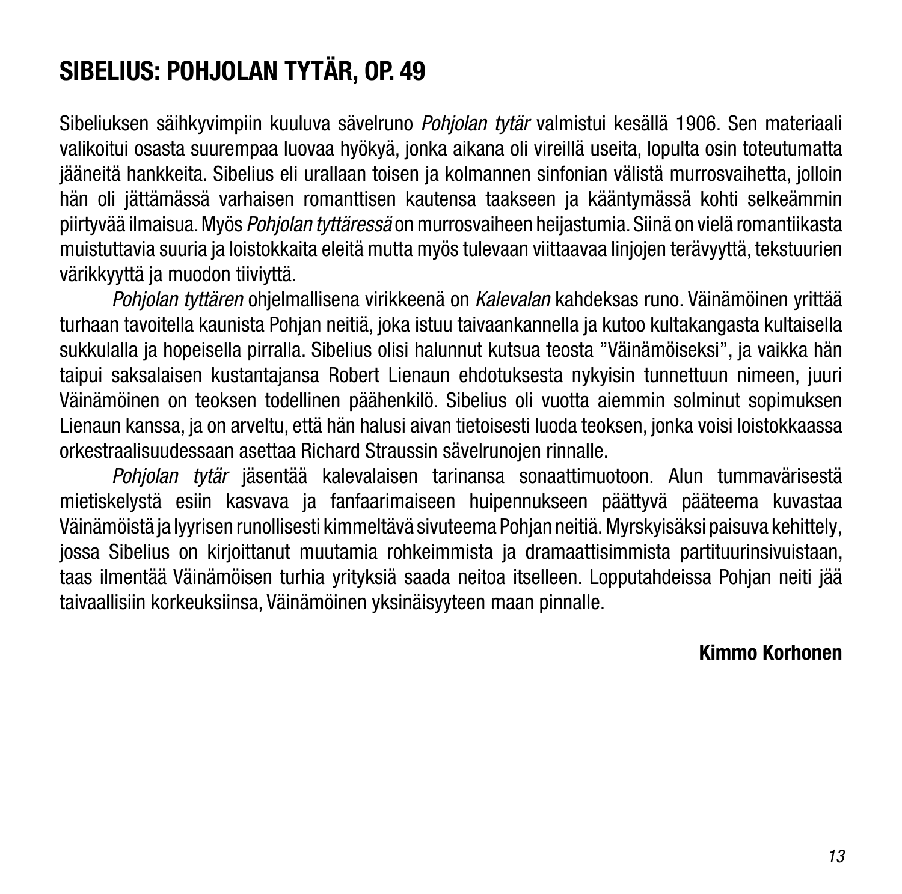# SIBELIUS: POHJOLAN TYTÄR, OP. 49

Sibeliuksen säihkyvimpiin kuuluva sävelruno *Pohjolan tytär* valmistui kesällä 1906. Sen materiaali valikoitui osasta suurempaa luovaa hyökyä, jonka aikana oli vireillä useita, lopulta osin toteutumatta jääneitä hankkeita. Sibelius eli urallaan toisen ja kolmannen sinfonian välistä murrosvaihetta, jolloin hän oli jättämässä varhaisen romanttisen kautensa taakseen ja kääntymässä kohti selkeämmin piirtyvää ilmaisua. Myös *Pohjolan tyttäressä* on murrosvaiheen heijastumia. Siinä on vielä romantiikasta muistuttavia suuria ja loistokkaita eleitä mutta myös tulevaan viittaavaa linjojen terävyyttä, tekstuurien värikkyyttä ja muodon tiiviyttä.

*Pohjolan tyttären* ohjelmallisena virikkeenä on *Kalevalan* kahdeksas runo. Väinämöinen yrittää turhaan tavoitella kaunista Pohjan neitiä, joka istuu taivaankannella ja kutoo kultakangasta kultaisella sukkulalla ja hopeisella pirralla. Sibelius olisi halunnut kutsua teosta ”Väinämöiseksi”, ja vaikka hän taipui saksalaisen kustantajansa Robert Lienaun ehdotuksesta nykyisin tunnettuun nimeen, juuri Väinämöinen on teoksen todellinen päähenkilö. Sibelius oli vuotta aiemmin solminut sopimuksen Lienaun kanssa, ja on arveltu, että hän halusi aivan tietoisesti luoda teoksen, jonka voisi loistokkaassa orkestraalisuudessaan asettaa Richard Straussin sävelrunojen rinnalle.

*Pohjolan tytär* jäsentää kalevalaisen tarinansa sonaattimuotoon. Alun tummavärisestä mietiskelystä esiin kasvava ja fanfaarimaiseen huipennukseen päättyvä pääteema kuvastaa Väinämöistä ja lyyrisen runollisesti kimmeltävä sivuteema Pohjan neitiä. Myrskyisäksi paisuva kehittely, jossa Sibelius on kirjoittanut muutamia rohkeimmista ja dramaattisimmista partituurinsivuistaan, taas ilmentää Väinämöisen turhia yrityksiä saada neitoa itselleen. Lopputahdeissa Pohjan neiti jää taivaallisiin korkeuksiinsa, Väinämöinen yksinäisyyteen maan pinnalle.

**Kimmo Korhonen**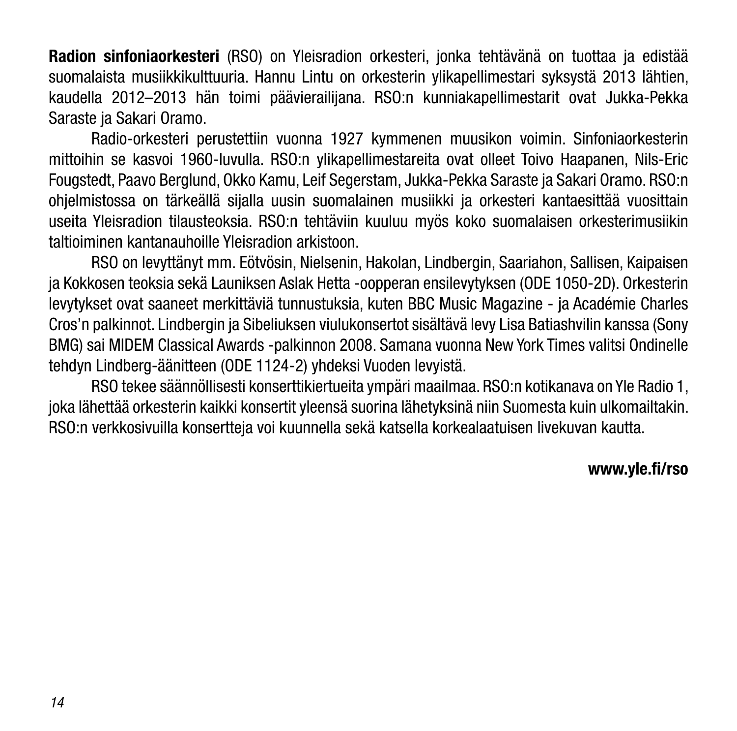**Radion sinfoniaorkesteri** (RSO) on Yleisradion orkesteri, jonka tehtävänä on tuottaa ja edistää suomalaista musiikkikulttuuria. Hannu Lintu on orkesterin ylikapellimestari syksystä 2013 lähtien, kaudella 2012–2013 hän toimi päävierailijana. RSO:n kunniakapellimestarit ovat Jukka-Pekka Saraste ja Sakari Oramo.

Radio-orkesteri perustettiin vuonna 1927 kymmenen muusikon voimin. Sinfoniaorkesterin mittoihin se kasvoi 1960-luvulla. RSO:n ylikapellimestareita ovat olleet Toivo Haapanen, Nils-Eric Fougstedt, Paavo Berglund, Okko Kamu, Leif Segerstam, Jukka-Pekka Saraste ja Sakari Oramo. RSO:n ohjelmistossa on tärkeällä sijalla uusin suomalainen musiikki ja orkesteri kantaesittää vuosittain useita Yleisradion tilausteoksia. RSO:n tehtäviin kuuluu myös koko suomalaisen orkesterimusiikin taltioiminen kantanauhoille Yleisradion arkistoon.

RSO on levyttänyt mm. Eötvösin, Nielsenin, Hakolan, Lindbergin, Saariahon, Sallisen, Kaipaisen ja Kokkosen teoksia sekä Launiksen Aslak Hetta -oopperan ensilevytyksen (ODE 1050-2D). Orkesterin levytykset ovat saaneet merkittäviä tunnustuksia, kuten BBC Music Magazine - ja Académie Charles Cros'n palkinnot. Lindbergin ja Sibeliuksen viulukonsertot sisältävä levy Lisa Batiashvilin kanssa (Sony BMG) sai MIDEM Classical Awards -palkinnon 2008. Samana vuonna New York Times valitsi Ondinelle tehdyn Lindberg-äänitteen (ODE 1124-2) yhdeksi Vuoden levyistä.

RSO tekee säännöllisesti konserttikiertueita ympäri maailmaa. RSO:n kotikanava on Yle Radio 1, joka lähettää orkesterin kaikki konsertit yleensä suorina lähetyksinä niin Suomesta kuin ulkomailtakin. RSO:n verkkosivuilla konsertteja voi kuunnella sekä katsella korkealaatuisen livekuvan kautta.

**www.yle.fi/rso**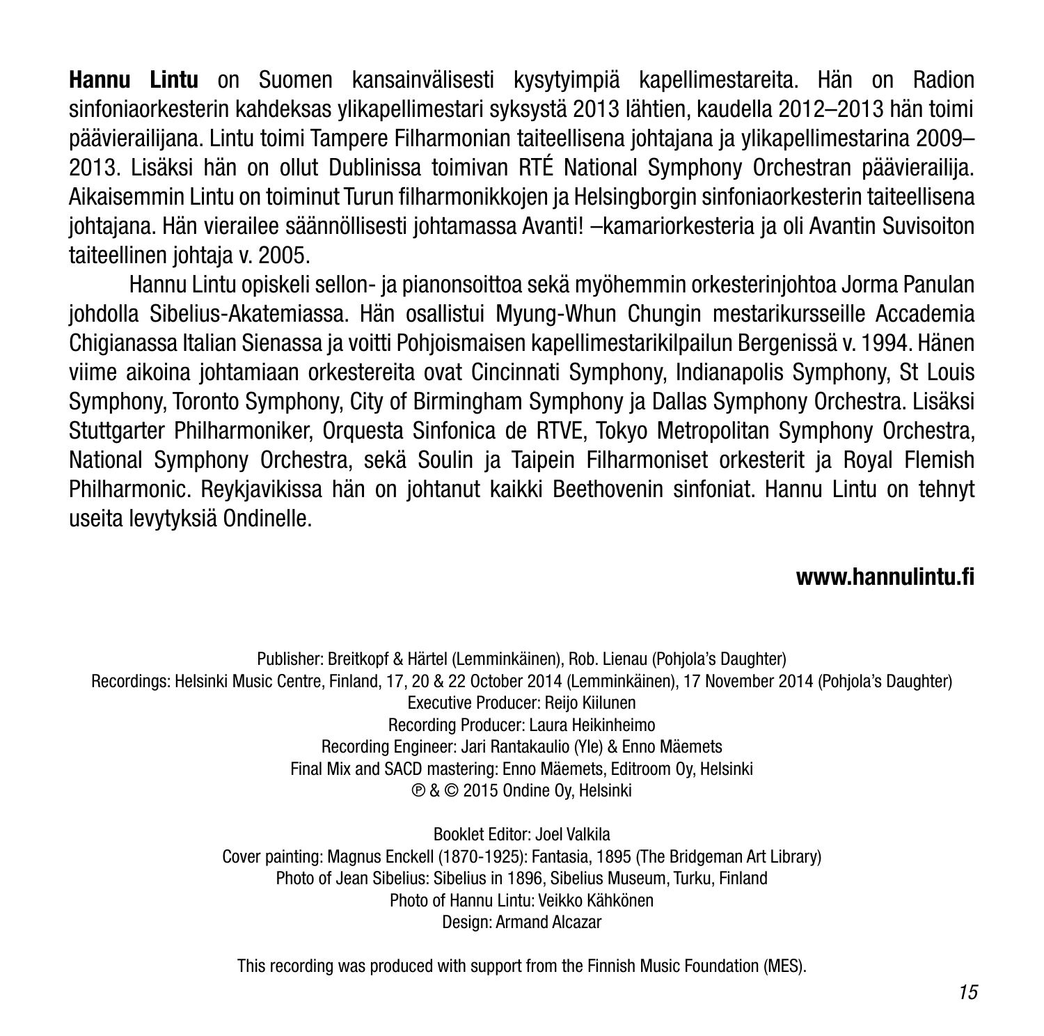**Hannu Lintu** on Suomen kansainvälisesti kysytyimpiä kapellimestareita. Hän on Radion sinfoniaorkesterin kahdeksas ylikapellimestari syksystä 2013 lähtien, kaudella 2012–2013 hän toimi päävierailijana. Lintu toimi Tampere Filharmonian taiteellisena johtajana ja ylikapellimestarina 2009–2013. Lisäksi hän on ollut Dublinissa toimivan RTÉ National Symphony Orchestran päävierailija. Aikaisemmin Lintu on toiminut Turun filharmonikkojen ja Helsingborgin sinfoniaorkesterin taiteellisena johtajana. Hän vierailee säännöllisesti johtamassa Avanti! –kamariorkesteria ja oli Avantin Suvisoiton taiteellinen johtaja v. 2005.

Hannu Lintu opiskeli sellon- ja pianonsoittoa sekä myöhemmin orkesterinjohtoa Jorma Panulan johdolla Sibelius-Akatemiassa. Hän osallistui Myung-Whun Chungin mestarikursseille Accademia Chigianassa Italian Sienassa ja voitti Pohjoismaisen kapellimestarikilpailun Bergenissä v. 1994. Hänen viime aikoina johtamiaan orkestereita ovat Cincinnati Symphony, Indianapolis Symphony, St Louis Symphony, Toronto Symphony, City of Birmingham Symphony ja Dallas Symphony Orchestra. Lisäksi Stuttgarter Philharmoniker, Orquesta Sinfonica de RTVE, Tokyo Metropolitan Symphony Orchestra, National Symphony Orchestra, sekä Soulin ja Taipein Filharmoniset orkesterit ja Royal Flemish Philharmonic. Reykjavikissa hän on johtanut kaikki Beethovenin sinfoniat. Hannu Lintu on tehnyt useita levytyksiä Ondinelle.

**www.hannulintu.fi**

Publisher: Breitkopf & Härtel (Lemminkäinen), Rob. Lienau (Pohjola's Daughter)
Recordings: Helsinki Music Centre, Finland, 17, 20 & 22 October 2014 (Lemminkäinen), 17 November 2014 (Pohjola's Daughter)
Executive Producer: Reijo Kiilunen
Recording Producer: Laura Heikinheimo
Recording Engineer: Jari Rantakaulio (Yle) & Enno Mäemets
Final Mix and SACD mastering: Enno Mäemets, Editroom Oy, Helsinki
℗ & © 2015 Ondine Oy, Helsinki

Booklet Editor: Joel Valkila
Cover painting: Magnus Enckell (1870-1925): Fantasia, 1895 (The Bridgeman Art Library)
Photo of Jean Sibelius: Sibelius in 1896, Sibelius Museum, Turku, Finland
Photo of Hannu Lintu: Veikko Kähkönen
Design: Armand Alcazar

This recording was produced with support from the Finnish Music Foundation (MES).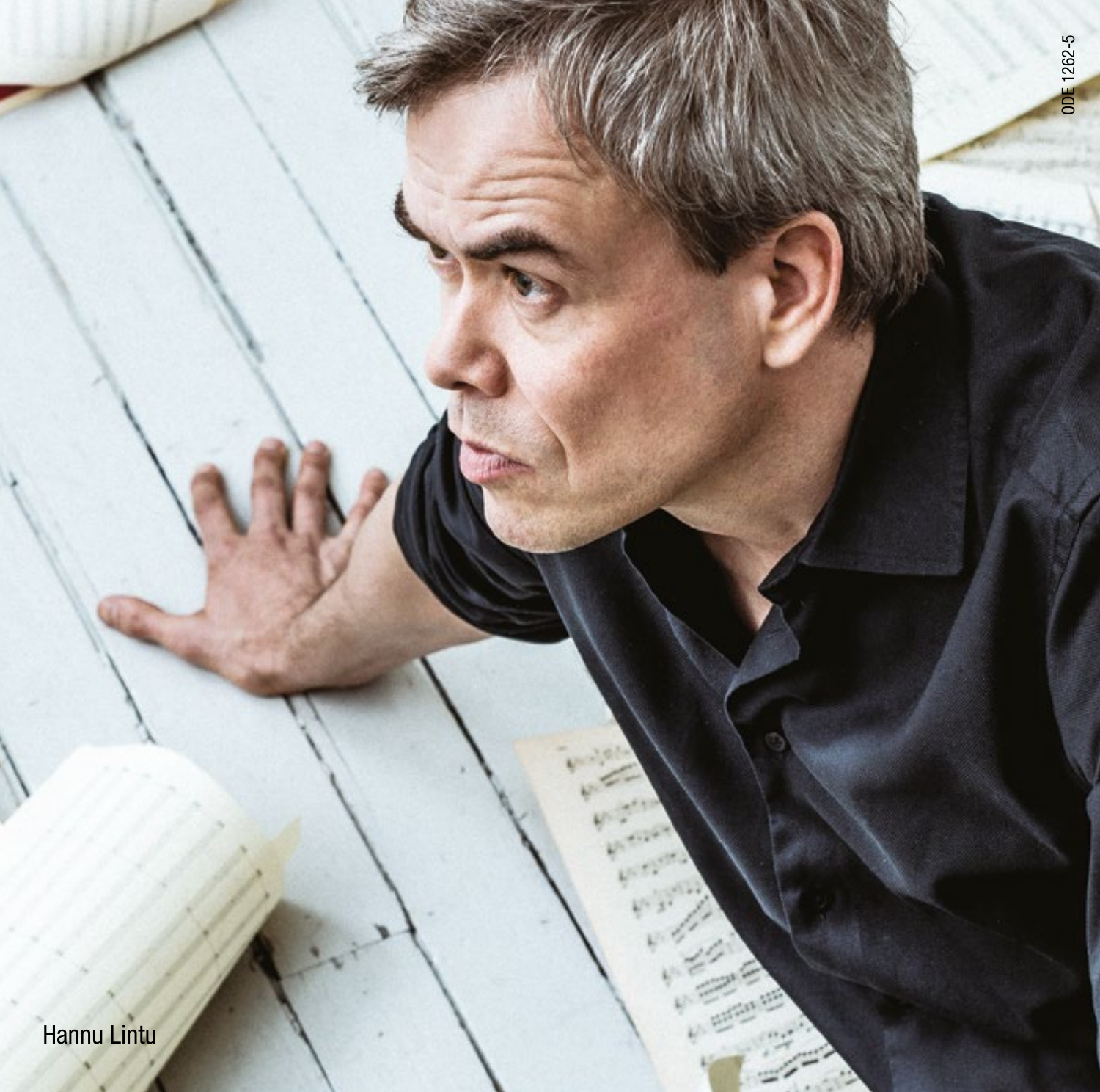Hannu Lintu

ODE 1262-5